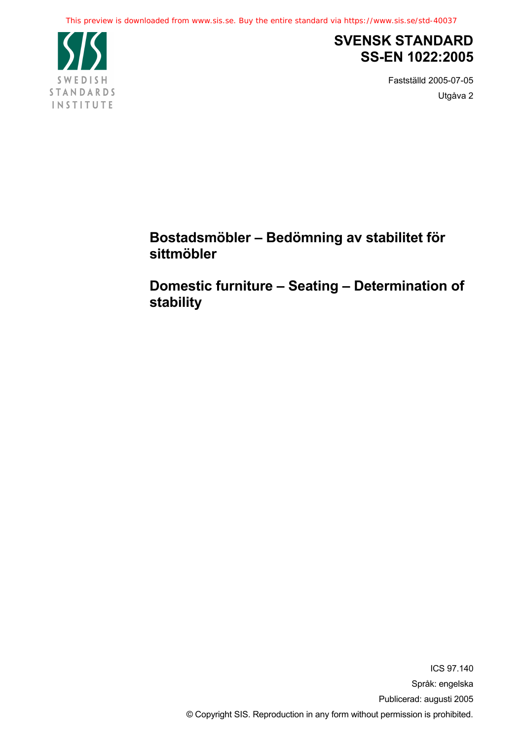SWEDISH STANDARDS INSTITUTE

# SVENSK STANDARD
# SS-EN 1022:2005

Fastställd 2005-07-05

Utgåva 2

## Bostadsmöbler – Bedömning av stabilitet för sittmöbler

## Domestic furniture – Seating – Determination of stability

ICS 97.140

Språk: engelska

Publicerad: augusti 2005

© Copyright SIS. Reproduction in any form without permission is prohibited.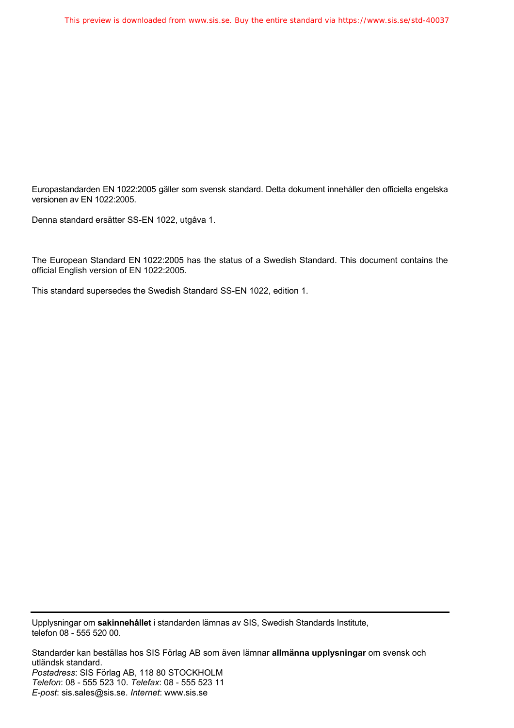Europastandarden EN 1022:2005 gäller som svensk standard. Detta dokument innehåller den officiella engelska versionen av EN 1022:2005.

Denna standard ersätter SS-EN 1022, utgåva 1.

The European Standard EN 1022:2005 has the status of a Swedish Standard. This document contains the official English version of EN 1022:2005.

This standard supersedes the Swedish Standard SS-EN 1022, edition 1.

---

Upplysningar om **sakinnehållet** i standarden lämnas av SIS, Swedish Standards Institute, telefon 08 - 555 520 00.

Standarder kan beställas hos SIS Förlag AB som även lämnar **allmänna upplysningar** om svensk och utländsk standard.
*Postadress*: SIS Förlag AB, 118 80 STOCKHOLM
*Telefon*: 08 - 555 523 10. *Telefax*: 08 - 555 523 11
*E-post*: sis.sales@sis.se. *Internet*: www.sis.se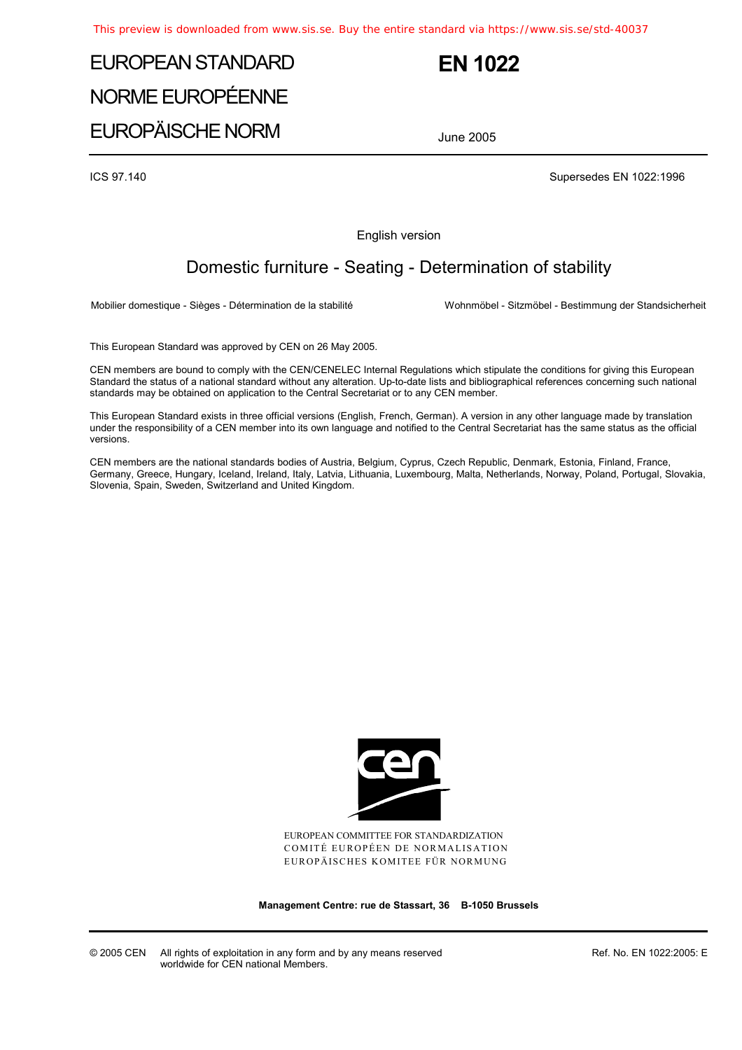# EUROPEAN STANDARD
# NORME EUROPÉENNE
# EUROPÄISCHE NORM

# EN 1022

June 2005

ICS 97.140

Supersedes EN 1022:1996

English version

## Domestic furniture - Seating - Determination of stability

Mobilier domestique - Sièges - Détermination de la stabilité

Wohnmöbel - Sitzmöbel - Bestimmung der Standsicherheit

This European Standard was approved by CEN on 26 May 2005.

CEN members are bound to comply with the CEN/CENELEC Internal Regulations which stipulate the conditions for giving this European Standard the status of a national standard without any alteration. Up-to-date lists and bibliographical references concerning such national standards may be obtained on application to the Central Secretariat or to any CEN member.

This European Standard exists in three official versions (English, French, German). A version in any other language made by translation under the responsibility of a CEN member into its own language and notified to the Central Secretariat has the same status as the official versions.

CEN members are the national standards bodies of Austria, Belgium, Cyprus, Czech Republic, Denmark, Estonia, Finland, France, Germany, Greece, Hungary, Iceland, Ireland, Italy, Latvia, Lithuania, Luxembourg, Malta, Netherlands, Norway, Poland, Portugal, Slovakia, Slovenia, Spain, Sweden, Switzerland and United Kingdom.

EUROPEAN COMMITTEE FOR STANDARDIZATION
COMITÉ EUROPÉEN DE NORMALISATION
EUROPÄISCHES KOMITEE FÜR NORMUNG

**Management Centre: rue de Stassart, 36 B-1050 Brussels**

© 2005 CEN All rights of exploitation in any form and by any means reserved worldwide for CEN national Members.

Ref. No. EN 1022:2005: E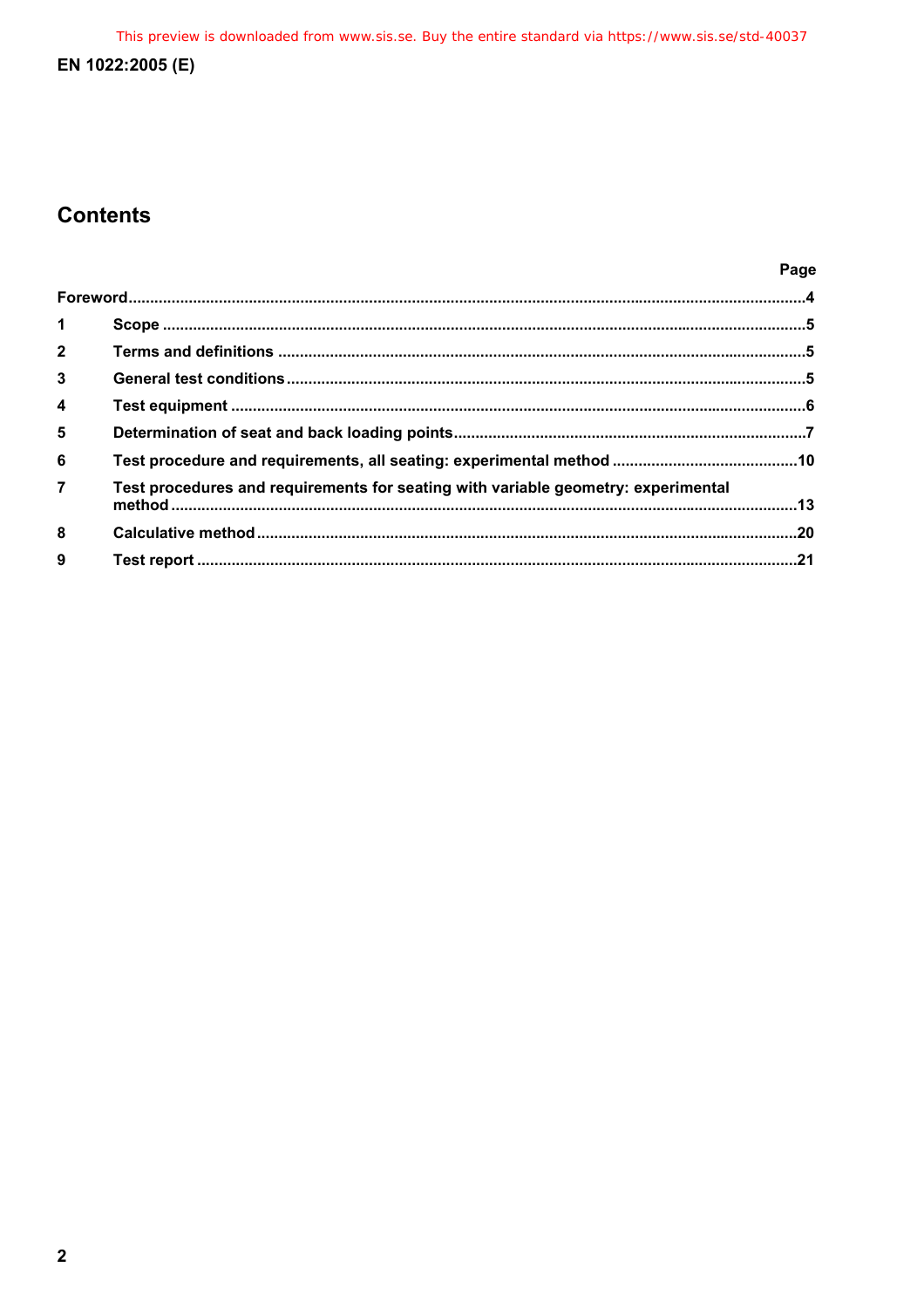## Contents

| | | Page |
|---|---|---|
| Foreword | | 4 |
| 1 | Scope | 5 |
| 2 | Terms and definitions | 5 |
| 3 | General test conditions | 5 |
| 4 | Test equipment | 6 |
| 5 | Determination of seat and back loading points | 7 |
| 6 | Test procedure and requirements, all seating: experimental method | 10 |
| 7 | Test procedures and requirements for seating with variable geometry: experimental method | 13 |
| 8 | Calculative method | 20 |
| 9 | Test report | 21 |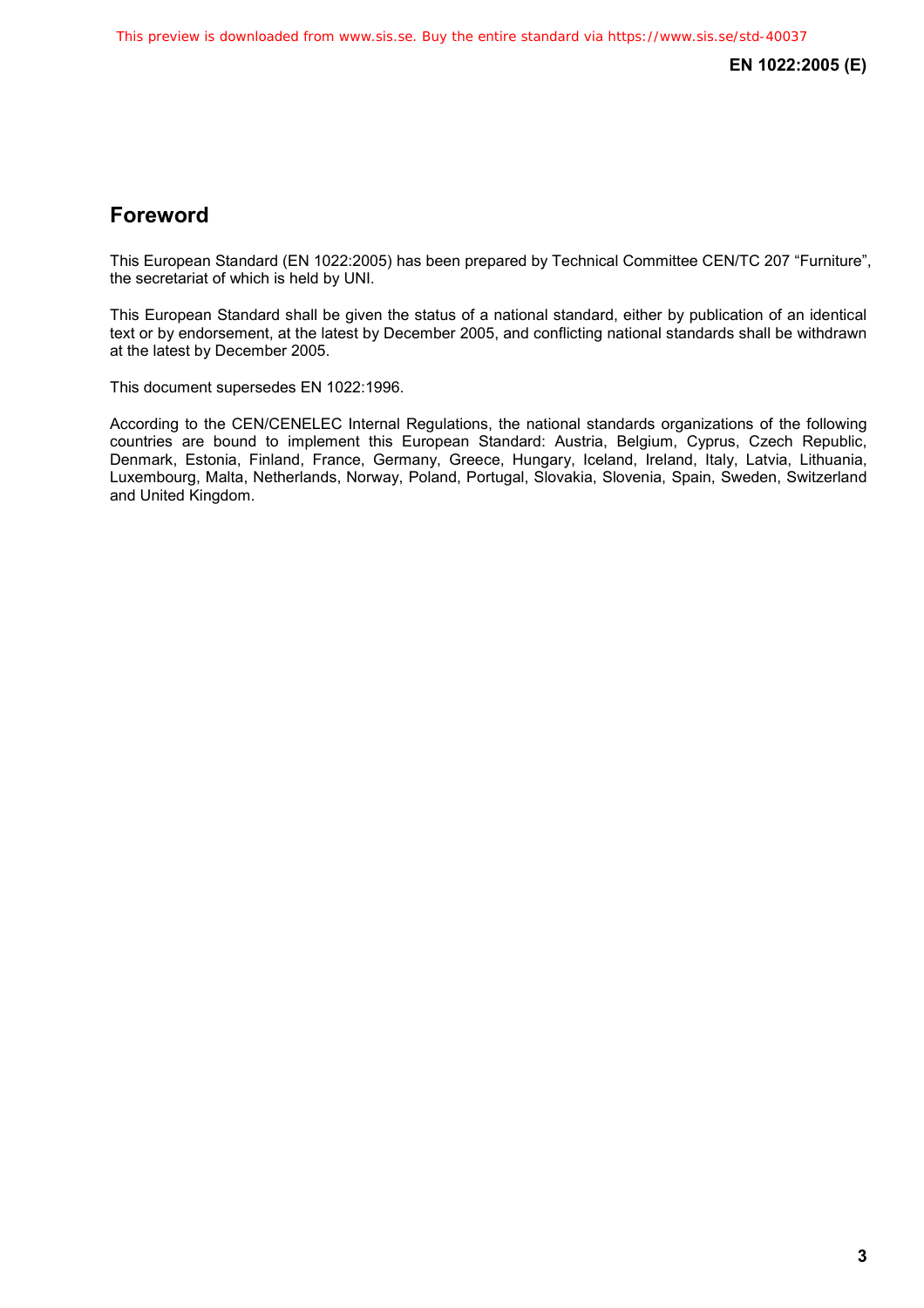# Foreword

This European Standard (EN 1022:2005) has been prepared by Technical Committee CEN/TC 207 “Furniture”, the secretariat of which is held by UNI.

This European Standard shall be given the status of a national standard, either by publication of an identical text or by endorsement, at the latest by December 2005, and conflicting national standards shall be withdrawn at the latest by December 2005.

This document supersedes EN 1022:1996.

According to the CEN/CENELEC Internal Regulations, the national standards organizations of the following countries are bound to implement this European Standard: Austria, Belgium, Cyprus, Czech Republic, Denmark, Estonia, Finland, France, Germany, Greece, Hungary, Iceland, Ireland, Italy, Latvia, Lithuania, Luxembourg, Malta, Netherlands, Norway, Poland, Portugal, Slovakia, Slovenia, Spain, Sweden, Switzerland and United Kingdom.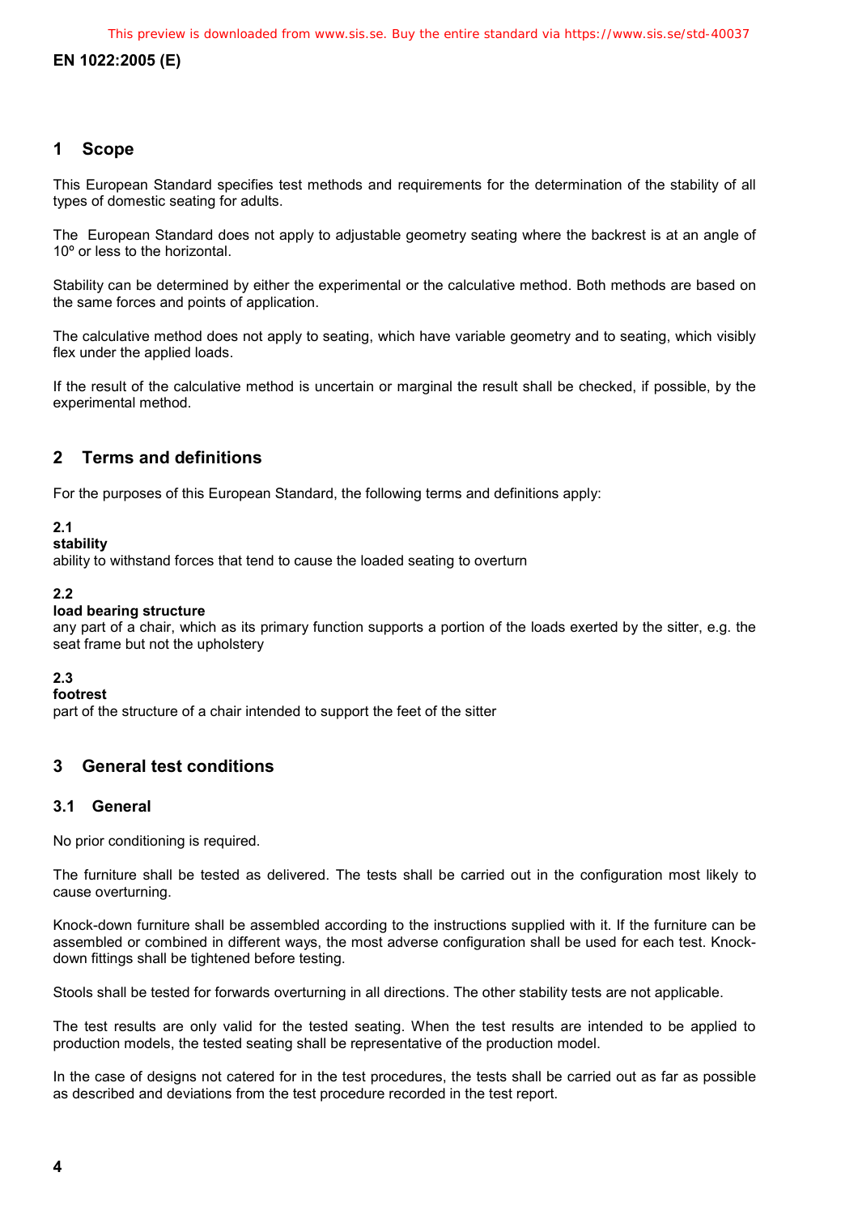## 1 Scope

This European Standard specifies test methods and requirements for the determination of the stability of all types of domestic seating for adults.

The European Standard does not apply to adjustable geometry seating where the backrest is at an angle of 10º or less to the horizontal.

Stability can be determined by either the experimental or the calculative method. Both methods are based on the same forces and points of application.

The calculative method does not apply to seating, which have variable geometry and to seating, which visibly flex under the applied loads.

If the result of the calculative method is uncertain or marginal the result shall be checked, if possible, by the experimental method.

## 2 Terms and definitions

For the purposes of this European Standard, the following terms and definitions apply:

**2.1**
**stability**
ability to withstand forces that tend to cause the loaded seating to overturn

**2.2**
**load bearing structure**
any part of a chair, which as its primary function supports a portion of the loads exerted by the sitter, e.g. the seat frame but not the upholstery

**2.3**
**footrest**
part of the structure of a chair intended to support the feet of the sitter

## 3 General test conditions

### 3.1 General

No prior conditioning is required.

The furniture shall be tested as delivered. The tests shall be carried out in the configuration most likely to cause overturning.

Knock-down furniture shall be assembled according to the instructions supplied with it. If the furniture can be assembled or combined in different ways, the most adverse configuration shall be used for each test. Knock-down fittings shall be tightened before testing.

Stools shall be tested for forwards overturning in all directions. The other stability tests are not applicable.

The test results are only valid for the tested seating. When the test results are intended to be applied to production models, the tested seating shall be representative of the production model.

In the case of designs not catered for in the test procedures, the tests shall be carried out as far as possible as described and deviations from the test procedure recorded in the test report.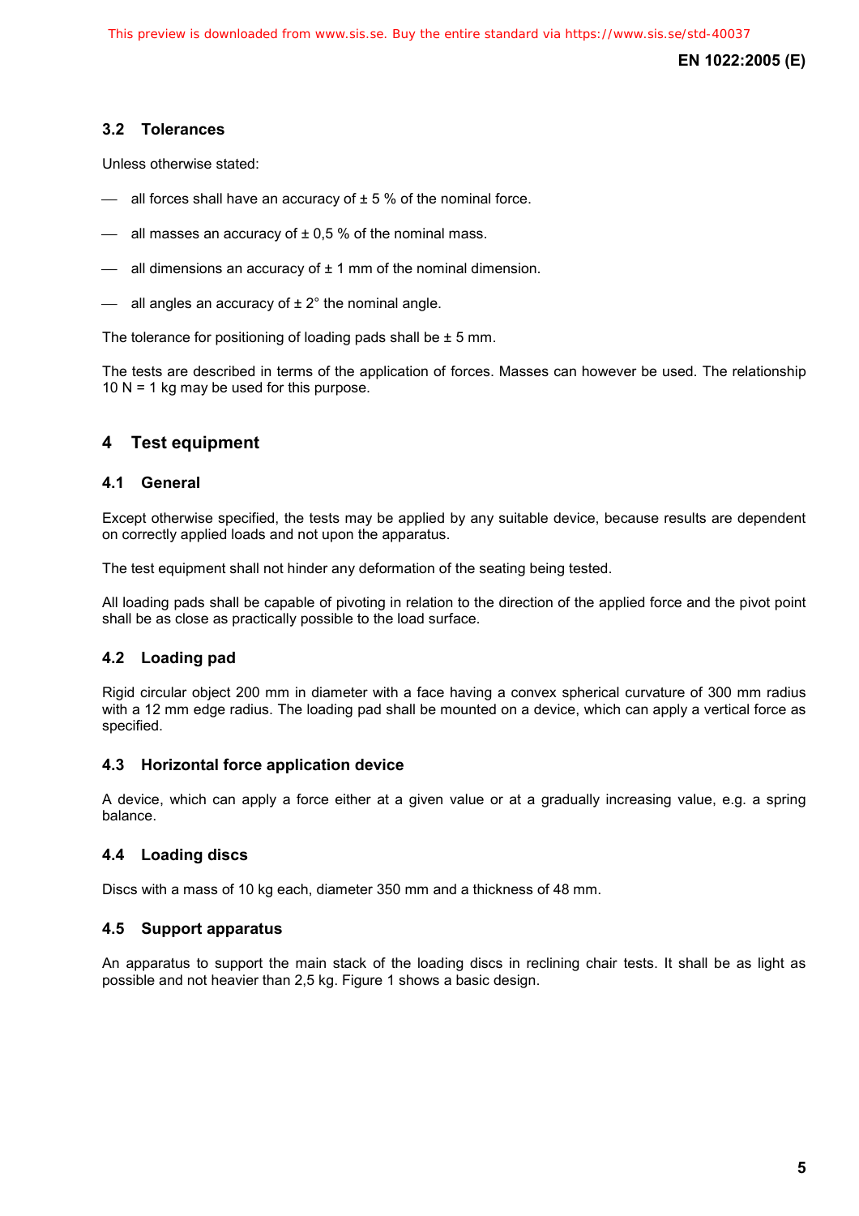### 3.2 Tolerances

Unless otherwise stated:

- all forces shall have an accuracy of ± 5 % of the nominal force.
- all masses an accuracy of ± 0,5 % of the nominal mass.
- all dimensions an accuracy of ± 1 mm of the nominal dimension.
- all angles an accuracy of ± 2° the nominal angle.

The tolerance for positioning of loading pads shall be ± 5 mm.

The tests are described in terms of the application of forces. Masses can however be used. The relationship 10 N = 1 kg may be used for this purpose.

## 4 Test equipment

### 4.1 General

Except otherwise specified, the tests may be applied by any suitable device, because results are dependent on correctly applied loads and not upon the apparatus.

The test equipment shall not hinder any deformation of the seating being tested.

All loading pads shall be capable of pivoting in relation to the direction of the applied force and the pivot point shall be as close as practically possible to the load surface.

### 4.2 Loading pad

Rigid circular object 200 mm in diameter with a face having a convex spherical curvature of 300 mm radius with a 12 mm edge radius. The loading pad shall be mounted on a device, which can apply a vertical force as specified.

### 4.3 Horizontal force application device

A device, which can apply a force either at a given value or at a gradually increasing value, e.g. a spring balance.

### 4.4 Loading discs

Discs with a mass of 10 kg each, diameter 350 mm and a thickness of 48 mm.

### 4.5 Support apparatus

An apparatus to support the main stack of the loading discs in reclining chair tests. It shall be as light as possible and not heavier than 2,5 kg. Figure 1 shows a basic design.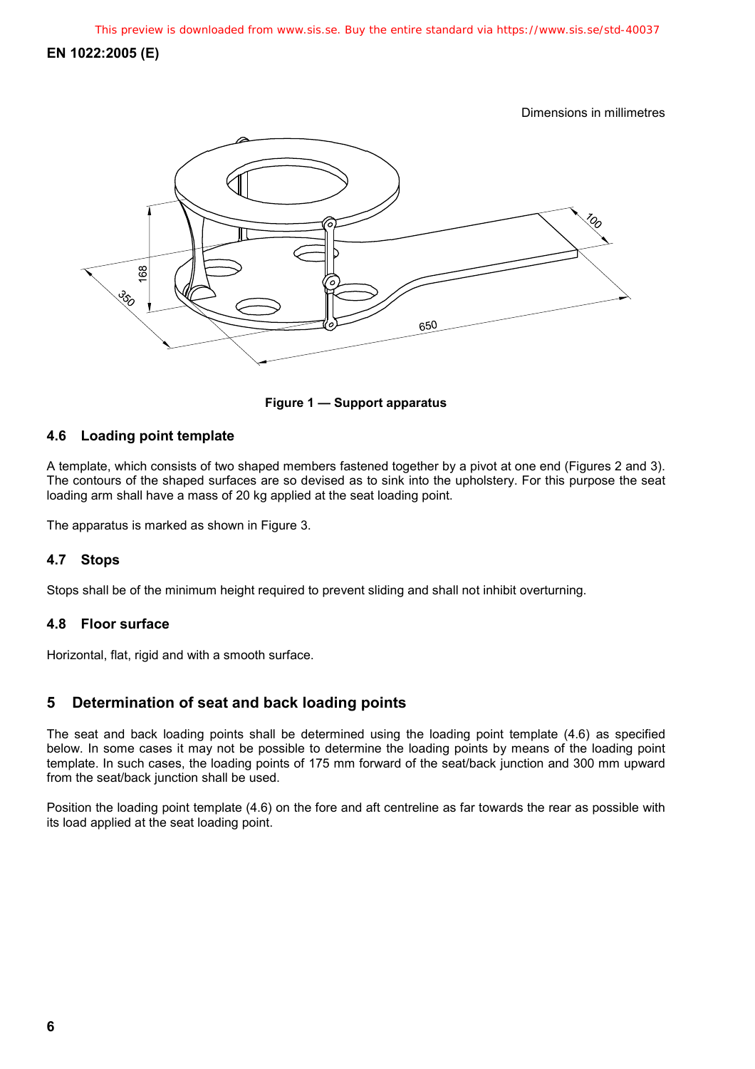Dimensions in millimetres

**Figure 1 — Support apparatus**

### 4.6 Loading point template

A template, which consists of two shaped members fastened together by a pivot at one end (Figures 2 and 3). The contours of the shaped surfaces are so devised as to sink into the upholstery. For this purpose the seat loading arm shall have a mass of 20 kg applied at the seat loading point.

The apparatus is marked as shown in Figure 3.

### 4.7 Stops

Stops shall be of the minimum height required to prevent sliding and shall not inhibit overturning.

### 4.8 Floor surface

Horizontal, flat, rigid and with a smooth surface.

## 5 Determination of seat and back loading points

The seat and back loading points shall be determined using the loading point template (4.6) as specified below. In some cases it may not be possible to determine the loading points by means of the loading point template. In such cases, the loading points of 175 mm forward of the seat/back junction and 300 mm upward from the seat/back junction shall be used.

Position the loading point template (4.6) on the fore and aft centreline as far towards the rear as possible with its load applied at the seat loading point.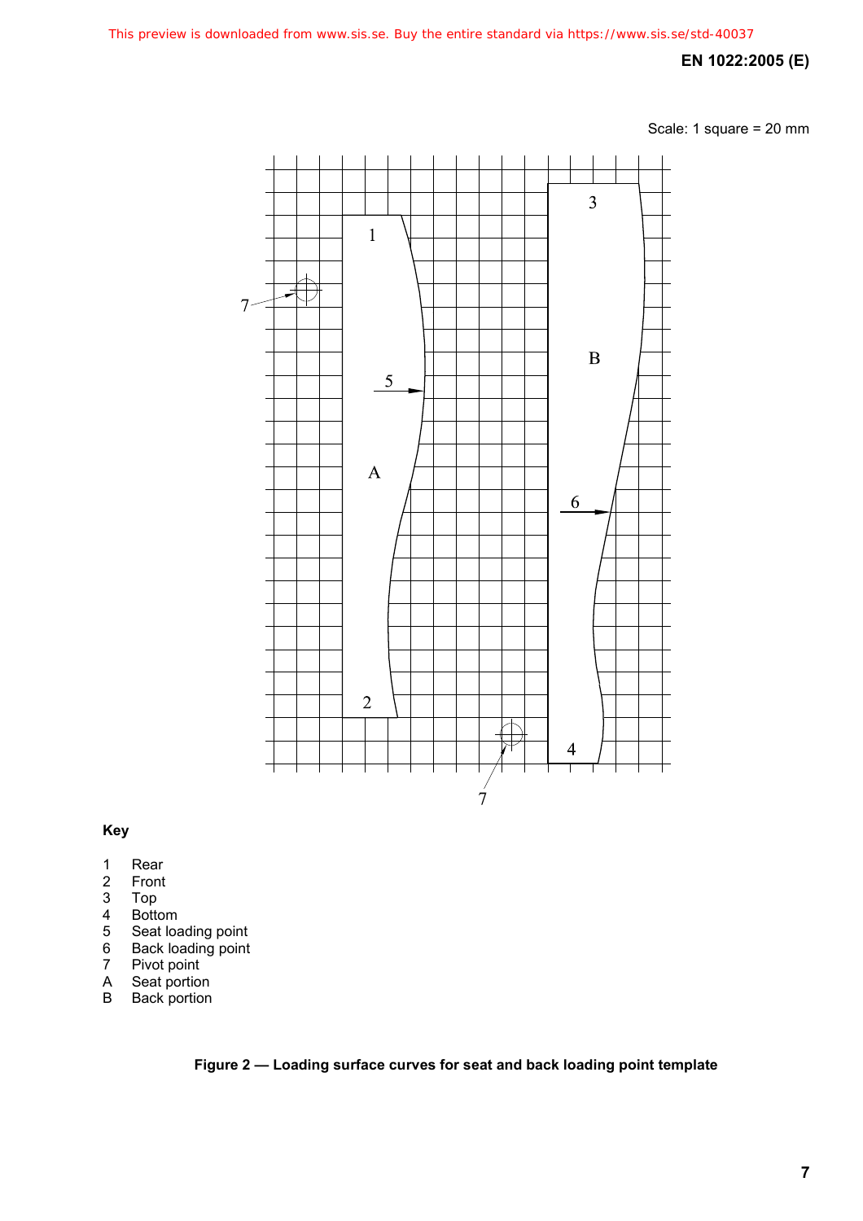Scale: 1 square = 20 mm

**Key**

1 Rear
2 Front
3 Top
4 Bottom
5 Seat loading point
6 Back loading point
7 Pivot point
A Seat portion
B Back portion

**Figure 2 — Loading surface curves for seat and back loading point template**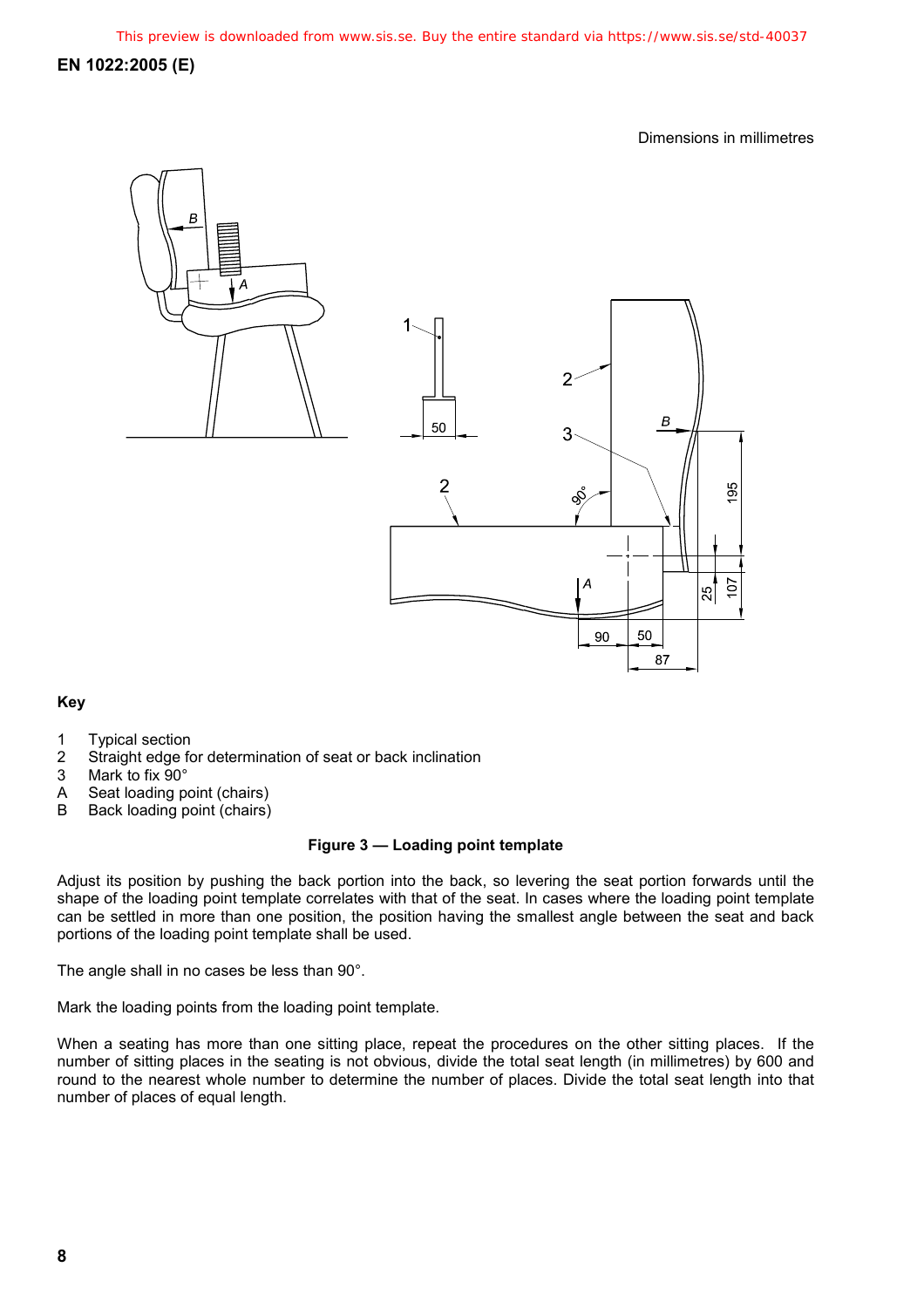Dimensions in millimetres

**Key**

1 Typical section
2 Straight edge for determination of seat or back inclination
3 Mark to fix 90°
A Seat loading point (chairs)
B Back loading point (chairs)

**Figure 3 — Loading point template**

Adjust its position by pushing the back portion into the back, so levering the seat portion forwards until the shape of the loading point template correlates with that of the seat. In cases where the loading point template can be settled in more than one position, the position having the smallest angle between the seat and back portions of the loading point template shall be used.

The angle shall in no cases be less than 90°.

Mark the loading points from the loading point template.

When a seating has more than one sitting place, repeat the procedures on the other sitting places. If the number of sitting places in the seating is not obvious, divide the total seat length (in millimetres) by 600 and round to the nearest whole number to determine the number of places. Divide the total seat length into that number of places of equal length.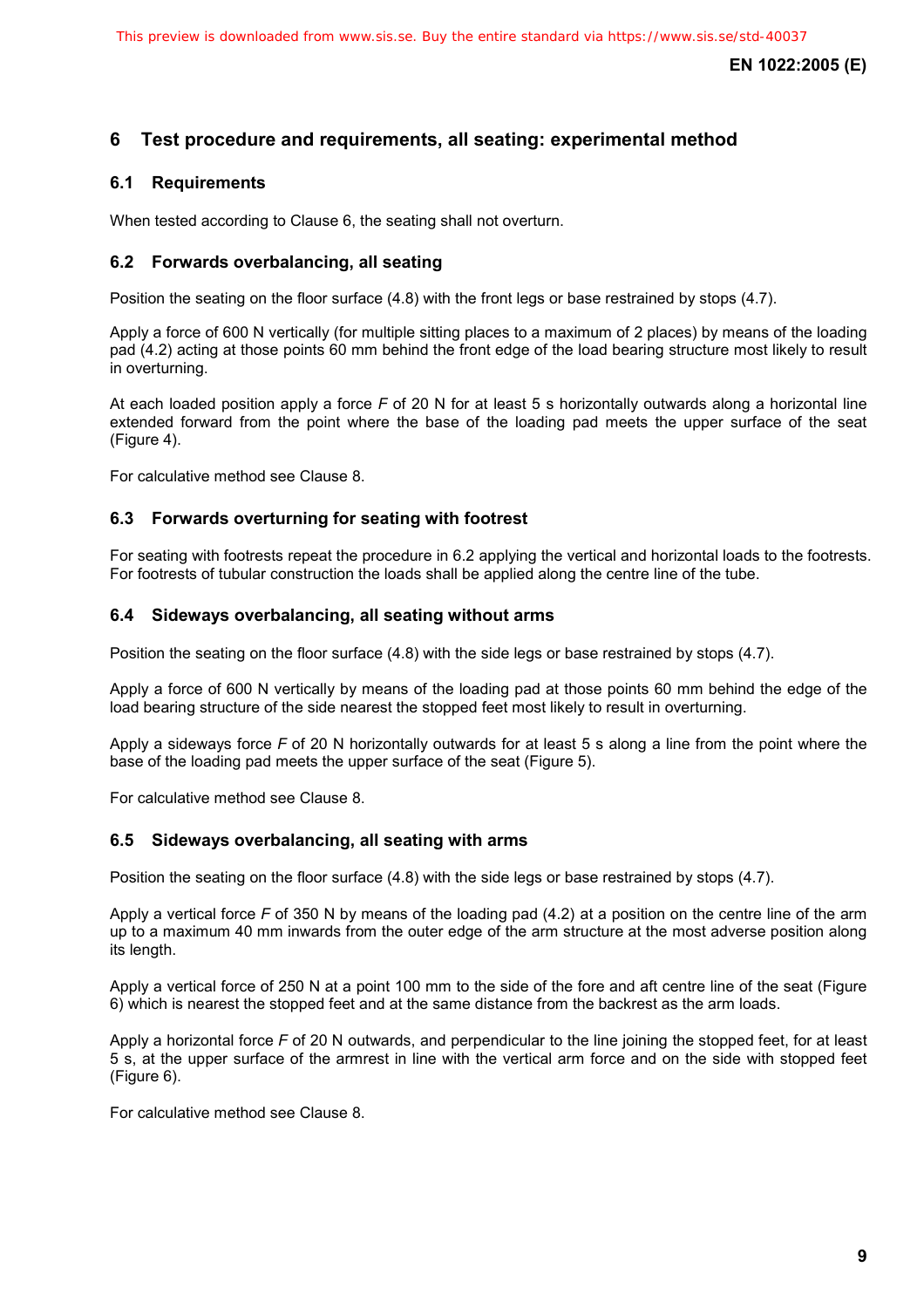## 6 Test procedure and requirements, all seating: experimental method

### 6.1 Requirements

When tested according to Clause 6, the seating shall not overturn.

### 6.2 Forwards overbalancing, all seating

Position the seating on the floor surface (4.8) with the front legs or base restrained by stops (4.7).

Apply a force of 600 N vertically (for multiple sitting places to a maximum of 2 places) by means of the loading pad (4.2) acting at those points 60 mm behind the front edge of the load bearing structure most likely to result in overturning.

At each loaded position apply a force $F$ of 20 N for at least 5 s horizontally outwards along a horizontal line extended forward from the point where the base of the loading pad meets the upper surface of the seat (Figure 4).

For calculative method see Clause 8.

### 6.3 Forwards overturning for seating with footrest

For seating with footrests repeat the procedure in 6.2 applying the vertical and horizontal loads to the footrests. For footrests of tubular construction the loads shall be applied along the centre line of the tube.

### 6.4 Sideways overbalancing, all seating without arms

Position the seating on the floor surface (4.8) with the side legs or base restrained by stops (4.7).

Apply a force of 600 N vertically by means of the loading pad at those points 60 mm behind the edge of the load bearing structure of the side nearest the stopped feet most likely to result in overturning.

Apply a sideways force $F$ of 20 N horizontally outwards for at least 5 s along a line from the point where the base of the loading pad meets the upper surface of the seat (Figure 5).

For calculative method see Clause 8.

### 6.5 Sideways overbalancing, all seating with arms

Position the seating on the floor surface (4.8) with the side legs or base restrained by stops (4.7).

Apply a vertical force $F$ of 350 N by means of the loading pad (4.2) at a position on the centre line of the arm up to a maximum 40 mm inwards from the outer edge of the arm structure at the most adverse position along its length.

Apply a vertical force of 250 N at a point 100 mm to the side of the fore and aft centre line of the seat (Figure 6) which is nearest the stopped feet and at the same distance from the backrest as the arm loads.

Apply a horizontal force $F$ of 20 N outwards, and perpendicular to the line joining the stopped feet, for at least 5 s, at the upper surface of the armrest in line with the vertical arm force and on the side with stopped feet (Figure 6).

For calculative method see Clause 8.